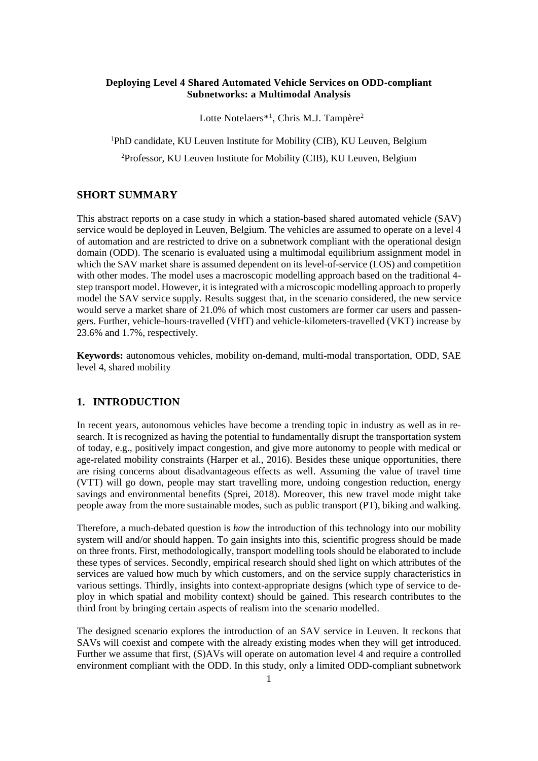# Deploying Level 4 Shared Automated Vehicle Services on ODD-compliant Subnetworks: a Multimodal Analysis

Lotte Notelaers*[1], Chris M.J. Tampère[2]

[1]PhD candidate, KU Leuven Institute for Mobility (CIB), KU Leuven, Belgium

[2]Professor, KU Leuven Institute for Mobility (CIB), KU Leuven, Belgium

## SHORT SUMMARY

This abstract reports on a case study in which a station-based shared automated vehicle (SAV) service would be deployed in Leuven, Belgium. The vehicles are assumed to operate on a level 4 of automation and are restricted to drive on a subnetwork compliant with the operational design domain (ODD). The scenario is evaluated using a multimodal equilibrium assignment model in which the SAV market share is assumed dependent on its level-of-service (LOS) and competition with other modes. The model uses a macroscopic modelling approach based on the traditional 4-step transport model. However, it is integrated with a microscopic modelling approach to properly model the SAV service supply. Results suggest that, in the scenario considered, the new service would serve a market share of 21.0% of which most customers are former car users and passengers. Further, vehicle-hours-travelled (VHT) and vehicle-kilometers-travelled (VKT) increase by 23.6% and 1.7%, respectively.

**Keywords:** autonomous vehicles, mobility on-demand, multi-modal transportation, ODD, SAE level 4, shared mobility

## 1. INTRODUCTION

In recent years, autonomous vehicles have become a trending topic in industry as well as in research. It is recognized as having the potential to fundamentally disrupt the transportation system of today, e.g., positively impact congestion, and give more autonomy to people with medical or age-related mobility constraints (Harper et al., 2016). Besides these unique opportunities, there are rising concerns about disadvantageous effects as well. Assuming the value of travel time (VTT) will go down, people may start travelling more, undoing congestion reduction, energy savings and environmental benefits (Sprei, 2018). Moreover, this new travel mode might take people away from the more sustainable modes, such as public transport (PT), biking and walking.

Therefore, a much-debated question is *how* the introduction of this technology into our mobility system will and/or should happen. To gain insights into this, scientific progress should be made on three fronts. First, methodologically, transport modelling tools should be elaborated to include these types of services. Secondly, empirical research should shed light on which attributes of the services are valued how much by which customers, and on the service supply characteristics in various settings. Thirdly, insights into context-appropriate designs (which type of service to deploy in which spatial and mobility context) should be gained. This research contributes to the third front by bringing certain aspects of realism into the scenario modelled.

The designed scenario explores the introduction of an SAV service in Leuven. It reckons that SAVs will coexist and compete with the already existing modes when they will get introduced. Further we assume that first, (S)AVs will operate on automation level 4 and require a controlled environment compliant with the ODD. In this study, only a limited ODD-compliant subnetwork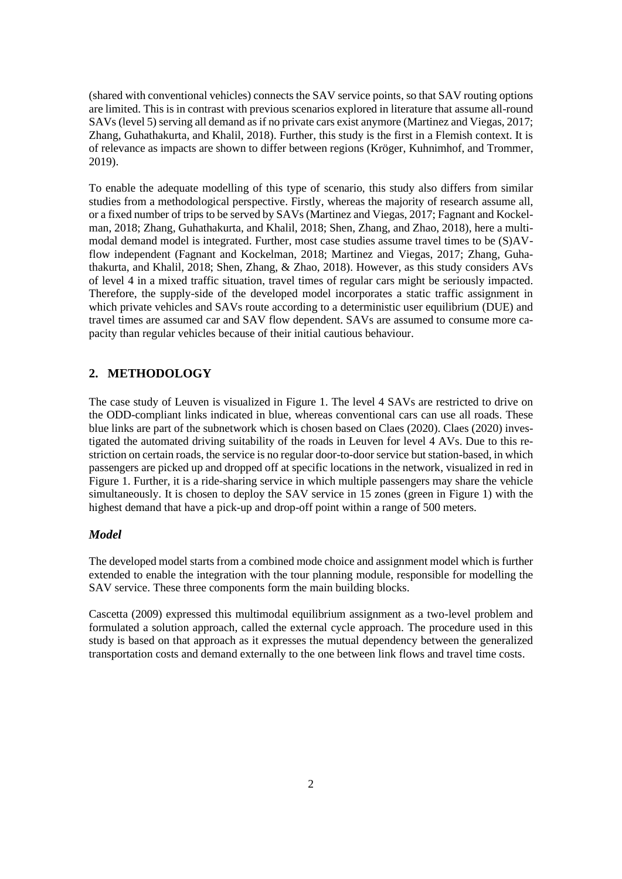(shared with conventional vehicles) connects the SAV service points, so that SAV routing options are limited. This is in contrast with previous scenarios explored in literature that assume all-round SAVs (level 5) serving all demand as if no private cars exist anymore (Martinez and Viegas, 2017; Zhang, Guhathakurta, and Khalil, 2018). Further, this study is the first in a Flemish context. It is of relevance as impacts are shown to differ between regions (Kröger, Kuhnimhof, and Trommer, 2019).

To enable the adequate modelling of this type of scenario, this study also differs from similar studies from a methodological perspective. Firstly, whereas the majority of research assume all, or a fixed number of trips to be served by SAVs (Martinez and Viegas, 2017; Fagnant and Kockelman, 2018; Zhang, Guhathakurta, and Khalil, 2018; Shen, Zhang, and Zhao, 2018), here a multimodal demand model is integrated. Further, most case studies assume travel times to be (S)AV-flow independent (Fagnant and Kockelman, 2018; Martinez and Viegas, 2017; Zhang, Guhathakurta, and Khalil, 2018; Shen, Zhang, & Zhao, 2018). However, as this study considers AVs of level 4 in a mixed traffic situation, travel times of regular cars might be seriously impacted. Therefore, the supply-side of the developed model incorporates a static traffic assignment in which private vehicles and SAVs route according to a deterministic user equilibrium (DUE) and travel times are assumed car and SAV flow dependent. SAVs are assumed to consume more capacity than regular vehicles because of their initial cautious behaviour.

## 2. METHODOLOGY

The case study of Leuven is visualized in Figure 1. The level 4 SAVs are restricted to drive on the ODD-compliant links indicated in blue, whereas conventional cars can use all roads. These blue links are part of the subnetwork which is chosen based on Claes (2020). Claes (2020) investigated the automated driving suitability of the roads in Leuven for level 4 AVs. Due to this restriction on certain roads, the service is no regular door-to-door service but station-based, in which passengers are picked up and dropped off at specific locations in the network, visualized in red in Figure 1. Further, it is a ride-sharing service in which multiple passengers may share the vehicle simultaneously. It is chosen to deploy the SAV service in 15 zones (green in Figure 1) with the highest demand that have a pick-up and drop-off point within a range of 500 meters.

### *Model*

The developed model starts from a combined mode choice and assignment model which is further extended to enable the integration with the tour planning module, responsible for modelling the SAV service. These three components form the main building blocks.

Cascetta (2009) expressed this multimodal equilibrium assignment as a two-level problem and formulated a solution approach, called the external cycle approach. The procedure used in this study is based on that approach as it expresses the mutual dependency between the generalized transportation costs and demand externally to the one between link flows and travel time costs.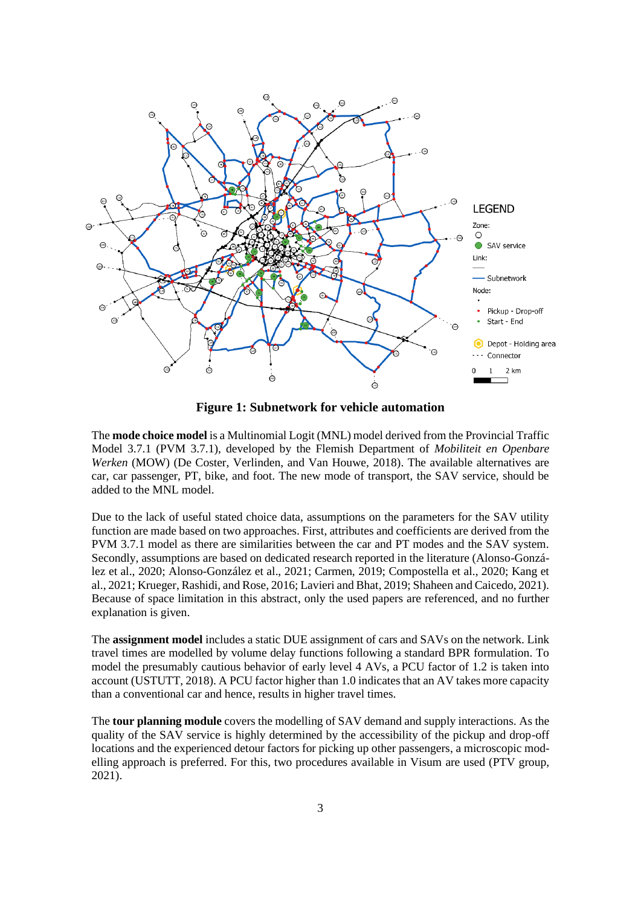**Figure 1: Subnetwork for vehicle automation**

The **mode choice model** is a Multinomial Logit (MNL) model derived from the Provincial Traffic Model 3.7.1 (PVM 3.7.1), developed by the Flemish Department of *Mobiliteit en Openbare Werken* (MOW) (De Coster, Verlinden, and Van Houwe, 2018). The available alternatives are car, car passenger, PT, bike, and foot. The new mode of transport, the SAV service, should be added to the MNL model.

Due to the lack of useful stated choice data, assumptions on the parameters for the SAV utility function are made based on two approaches. First, attributes and coefficients are derived from the PVM 3.7.1 model as there are similarities between the car and PT modes and the SAV system. Secondly, assumptions are based on dedicated research reported in the literature (Alonso-González et al., 2020; Alonso-González et al., 2021; Carmen, 2019; Compostella et al., 2020; Kang et al., 2021; Krueger, Rashidi, and Rose, 2016; Lavieri and Bhat, 2019; Shaheen and Caicedo, 2021). Because of space limitation in this abstract, only the used papers are referenced, and no further explanation is given.

The **assignment model** includes a static DUE assignment of cars and SAVs on the network. Link travel times are modelled by volume delay functions following a standard BPR formulation. To model the presumably cautious behavior of early level 4 AVs, a PCU factor of 1.2 is taken into account (USTUTT, 2018). A PCU factor higher than 1.0 indicates that an AV takes more capacity than a conventional car and hence, results in higher travel times.

The **tour planning module** covers the modelling of SAV demand and supply interactions. As the quality of the SAV service is highly determined by the accessibility of the pickup and drop-off locations and the experienced detour factors for picking up other passengers, a microscopic modelling approach is preferred. For this, two procedures available in Visum are used (PTV group, 2021).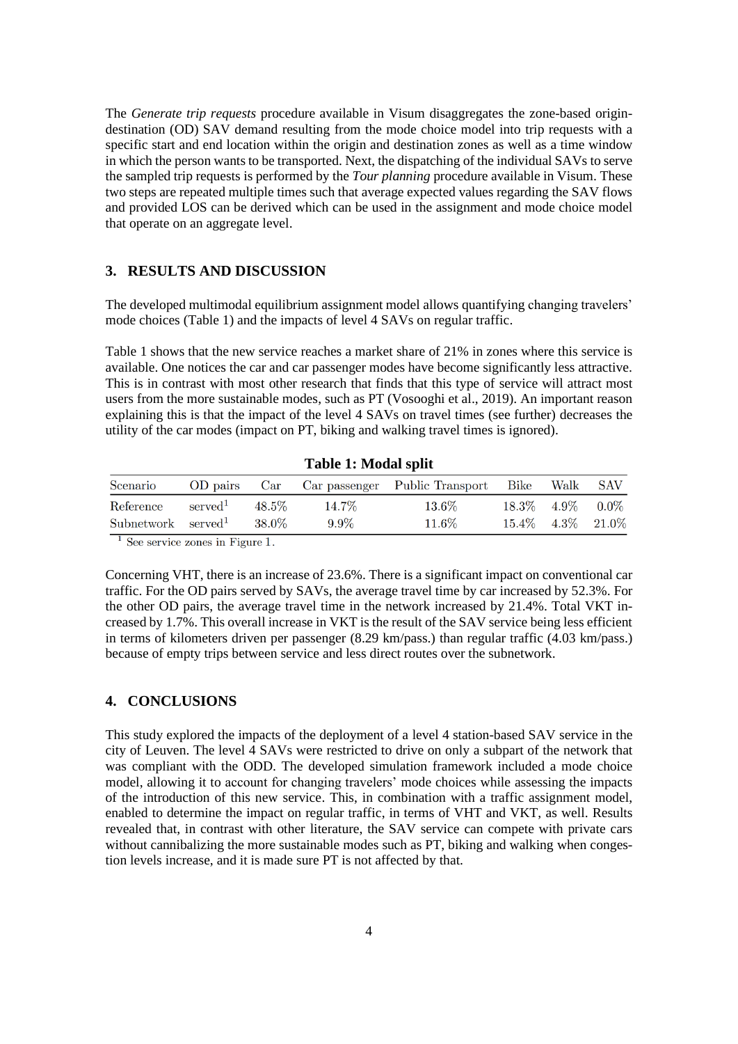The *Generate trip requests* procedure available in Visum disaggregates the zone-based origin-destination (OD) SAV demand resulting from the mode choice model into trip requests with a specific start and end location within the origin and destination zones as well as a time window in which the person wants to be transported. Next, the dispatching of the individual SAVs to serve the sampled trip requests is performed by the *Tour planning* procedure available in Visum. These two steps are repeated multiple times such that average expected values regarding the SAV flows and provided LOS can be derived which can be used in the assignment and mode choice model that operate on an aggregate level.

## 3. RESULTS AND DISCUSSION

The developed multimodal equilibrium assignment model allows quantifying changing travelers' mode choices (Table 1) and the impacts of level 4 SAVs on regular traffic.

Table 1 shows that the new service reaches a market share of 21% in zones where this service is available. One notices the car and car passenger modes have become significantly less attractive. This is in contrast with most other research that finds that this type of service will attract most users from the more sustainable modes, such as PT (Vosooghi et al., 2019). An important reason explaining this is that the impact of the level 4 SAVs on travel times (see further) decreases the utility of the car modes (impact on PT, biking and walking travel times is ignored).

**Table 1: Modal split**

| Scenario | OD pairs | Car | Car passenger | Public Transport | Bike | Walk | SAV |
|---|---|---|---|---|---|---|---|
| Reference | served[1] | 48.5% | 14.7% | 13.6% | 18.3% | 4.9% | 0.0% |
| Subnetwork | served[1] | 38.0% | 9.9% | 11.6% | 15.4% | 4.3% | 21.0% |

[1] See service zones in Figure 1.

Concerning VHT, there is an increase of 23.6%. There is a significant impact on conventional car traffic. For the OD pairs served by SAVs, the average travel time by car increased by 52.3%. For the other OD pairs, the average travel time in the network increased by 21.4%. Total VKT increased by 1.7%. This overall increase in VKT is the result of the SAV service being less efficient in terms of kilometers driven per passenger (8.29 km/pass.) than regular traffic (4.03 km/pass.) because of empty trips between service and less direct routes over the subnetwork.

## 4. CONCLUSIONS

This study explored the impacts of the deployment of a level 4 station-based SAV service in the city of Leuven. The level 4 SAVs were restricted to drive on only a subpart of the network that was compliant with the ODD. The developed simulation framework included a mode choice model, allowing it to account for changing travelers' mode choices while assessing the impacts of the introduction of this new service. This, in combination with a traffic assignment model, enabled to determine the impact on regular traffic, in terms of VHT and VKT, as well. Results revealed that, in contrast with other literature, the SAV service can compete with private cars without cannibalizing the more sustainable modes such as PT, biking and walking when congestion levels increase, and it is made sure PT is not affected by that.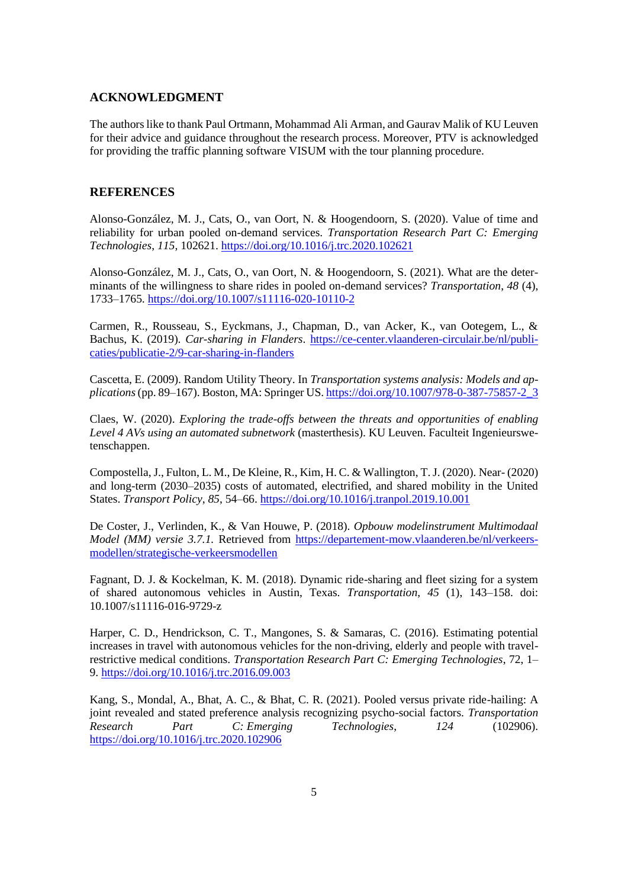## ACKNOWLEDGMENT

The authors like to thank Paul Ortmann, Mohammad Ali Arman, and Gaurav Malik of KU Leuven for their advice and guidance throughout the research process. Moreover, PTV is acknowledged for providing the traffic planning software VISUM with the tour planning procedure.

## REFERENCES

Alonso-González, M. J., Cats, O., van Oort, N. & Hoogendoorn, S. (2020). Value of time and reliability for urban pooled on-demand services. *Transportation Research Part C: Emerging Technologies*, *115*, 102621. https://doi.org/10.1016/j.trc.2020.102621

Alonso-González, M. J., Cats, O., van Oort, N. & Hoogendoorn, S. (2021). What are the determinants of the willingness to share rides in pooled on-demand services? *Transportation*, *48* (4), 1733–1765. https://doi.org/10.1007/s11116-020-10110-2

Carmen, R., Rousseau, S., Eyckmans, J., Chapman, D., van Acker, K., van Ootegem, L., & Bachus, K. (2019). *Car-sharing in Flanders*. https://ce-center.vlaanderen-circulair.be/nl/publicaties/publicatie-2/9-car-sharing-in-flanders

Cascetta, E. (2009). Random Utility Theory. In *Transportation systems analysis: Models and applications* (pp. 89–167). Boston, MA: Springer US. https://doi.org/10.1007/978-0-387-75857-2_3

Claes, W. (2020). *Exploring the trade-offs between the threats and opportunities of enabling Level 4 AVs using an automated subnetwork* (masterthesis). KU Leuven. Faculteit Ingenieurswetenschappen.

Compostella, J., Fulton, L. M., De Kleine, R., Kim, H. C. & Wallington, T. J. (2020). Near- (2020) and long-term (2030–2035) costs of automated, electrified, and shared mobility in the United States. *Transport Policy*, *85*, 54–66. https://doi.org/10.1016/j.tranpol.2019.10.001

De Coster, J., Verlinden, K., & Van Houwe, P. (2018). *Opbouw modelinstrument Multimodaal Model (MM) versie 3.7.1.* Retrieved from https://departement-mow.vlaanderen.be/nl/verkeersmodellen/strategische-verkeersmodellen

Fagnant, D. J. & Kockelman, K. M. (2018). Dynamic ride-sharing and fleet sizing for a system of shared autonomous vehicles in Austin, Texas. *Transportation*, *45* (1), 143–158. doi: 10.1007/s11116-016-9729-z

Harper, C. D., Hendrickson, C. T., Mangones, S. & Samaras, C. (2016). Estimating potential increases in travel with autonomous vehicles for the non-driving, elderly and people with travel-restrictive medical conditions. *Transportation Research Part C: Emerging Technologies*, 72, 1–9. https://doi.org/10.1016/j.trc.2016.09.003

Kang, S., Mondal, A., Bhat, A. C., & Bhat, C. R. (2021). Pooled versus private ride-hailing: A joint revealed and stated preference analysis recognizing psycho-social factors. *Transportation Research Part C: Emerging Technologies*, *124* (102906). https://doi.org/10.1016/j.trc.2020.102906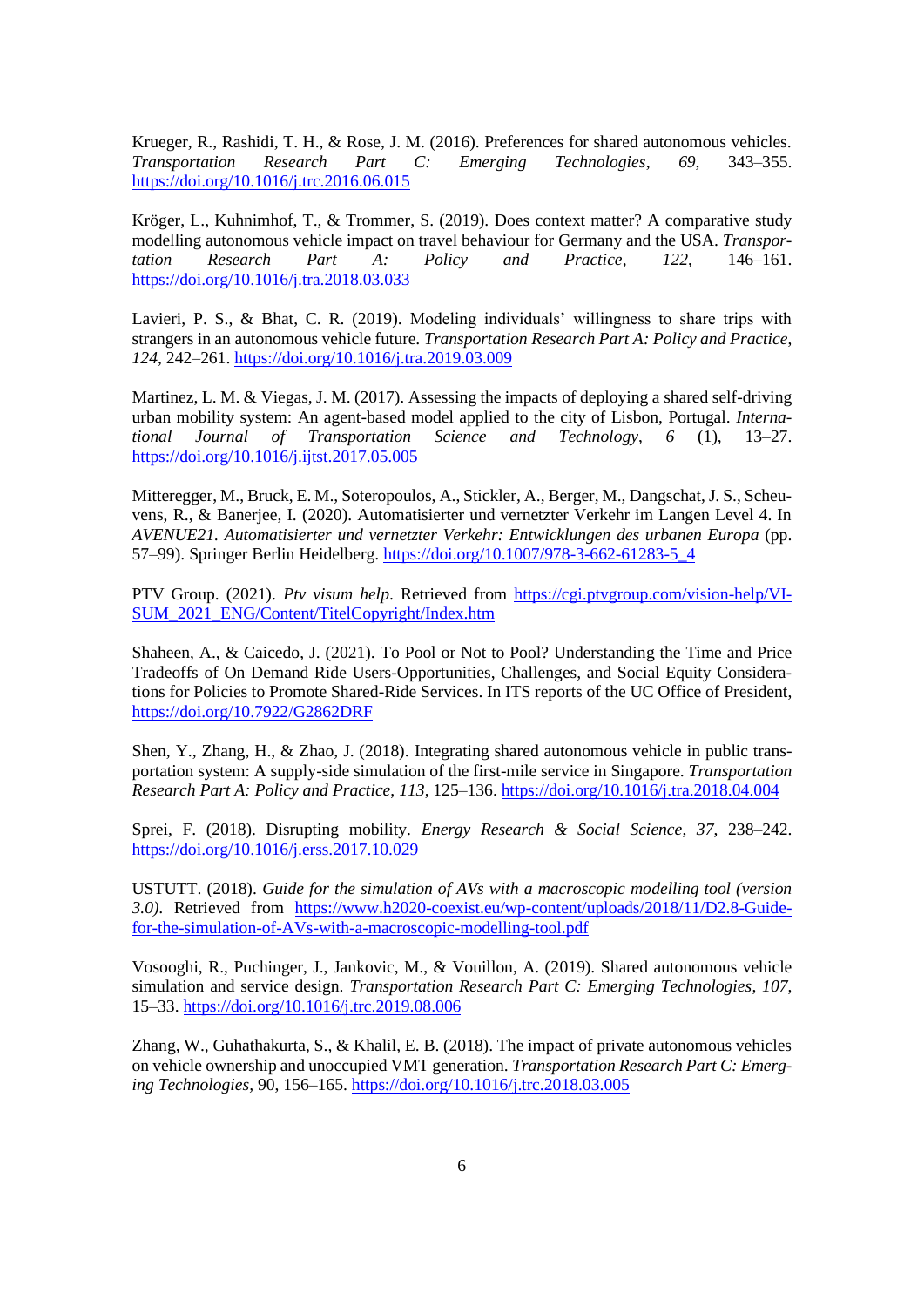Krueger, R., Rashidi, T. H., & Rose, J. M. (2016). Preferences for shared autonomous vehicles. *Transportation Research Part C: Emerging Technologies*, *69*, 343–355. https://doi.org/10.1016/j.trc.2016.06.015

Kröger, L., Kuhnimhof, T., & Trommer, S. (2019). Does context matter? A comparative study modelling autonomous vehicle impact on travel behaviour for Germany and the USA. *Transportation Research Part A: Policy and Practice*, *122*, 146–161. https://doi.org/10.1016/j.tra.2018.03.033

Lavieri, P. S., & Bhat, C. R. (2019). Modeling individuals' willingness to share trips with strangers in an autonomous vehicle future. *Transportation Research Part A: Policy and Practice*, *124*, 242–261. https://doi.org/10.1016/j.tra.2019.03.009

Martinez, L. M. & Viegas, J. M. (2017). Assessing the impacts of deploying a shared self-driving urban mobility system: An agent-based model applied to the city of Lisbon, Portugal. *International Journal of Transportation Science and Technology*, *6* (1), 13–27. https://doi.org/10.1016/j.ijtst.2017.05.005

Mitteregger, M., Bruck, E. M., Soteropoulos, A., Stickler, A., Berger, M., Dangschat, J. S., Scheuvens, R., & Banerjee, I. (2020). Automatisierter und vernetzter Verkehr im Langen Level 4. In *AVENUE21. Automatisierter und vernetzter Verkehr: Entwicklungen des urbanen Europa* (pp. 57–99). Springer Berlin Heidelberg. https://doi.org/10.1007/978-3-662-61283-5_4

PTV Group. (2021). *Ptv visum help*. Retrieved from https://cgi.ptvgroup.com/vision-help/VISUM_2021_ENG/Content/TitelCopyright/Index.htm

Shaheen, A., & Caicedo, J. (2021). To Pool or Not to Pool? Understanding the Time and Price Tradeoffs of On Demand Ride Users-Opportunities, Challenges, and Social Equity Considerations for Policies to Promote Shared-Ride Services. In ITS reports of the UC Office of President, https://doi.org/10.7922/G2862DRF

Shen, Y., Zhang, H., & Zhao, J. (2018). Integrating shared autonomous vehicle in public transportation system: A supply-side simulation of the first-mile service in Singapore. *Transportation Research Part A: Policy and Practice*, *113*, 125–136. https://doi.org/10.1016/j.tra.2018.04.004

Sprei, F. (2018). Disrupting mobility. *Energy Research & Social Science*, *37*, 238–242. https://doi.org/10.1016/j.erss.2017.10.029

USTUTT. (2018). *Guide for the simulation of AVs with a macroscopic modelling tool (version 3.0).* Retrieved from https://www.h2020-coexist.eu/wp-content/uploads/2018/11/D2.8-Guide-for-the-simulation-of-AVs-with-a-macroscopic-modelling-tool.pdf

Vosooghi, R., Puchinger, J., Jankovic, M., & Vouillon, A. (2019). Shared autonomous vehicle simulation and service design. *Transportation Research Part C: Emerging Technologies*, *107*, 15–33. https://doi.org/10.1016/j.trc.2019.08.006

Zhang, W., Guhathakurta, S., & Khalil, E. B. (2018). The impact of private autonomous vehicles on vehicle ownership and unoccupied VMT generation. *Transportation Research Part C: Emerging Technologies*, 90, 156–165. https://doi.org/10.1016/j.trc.2018.03.005